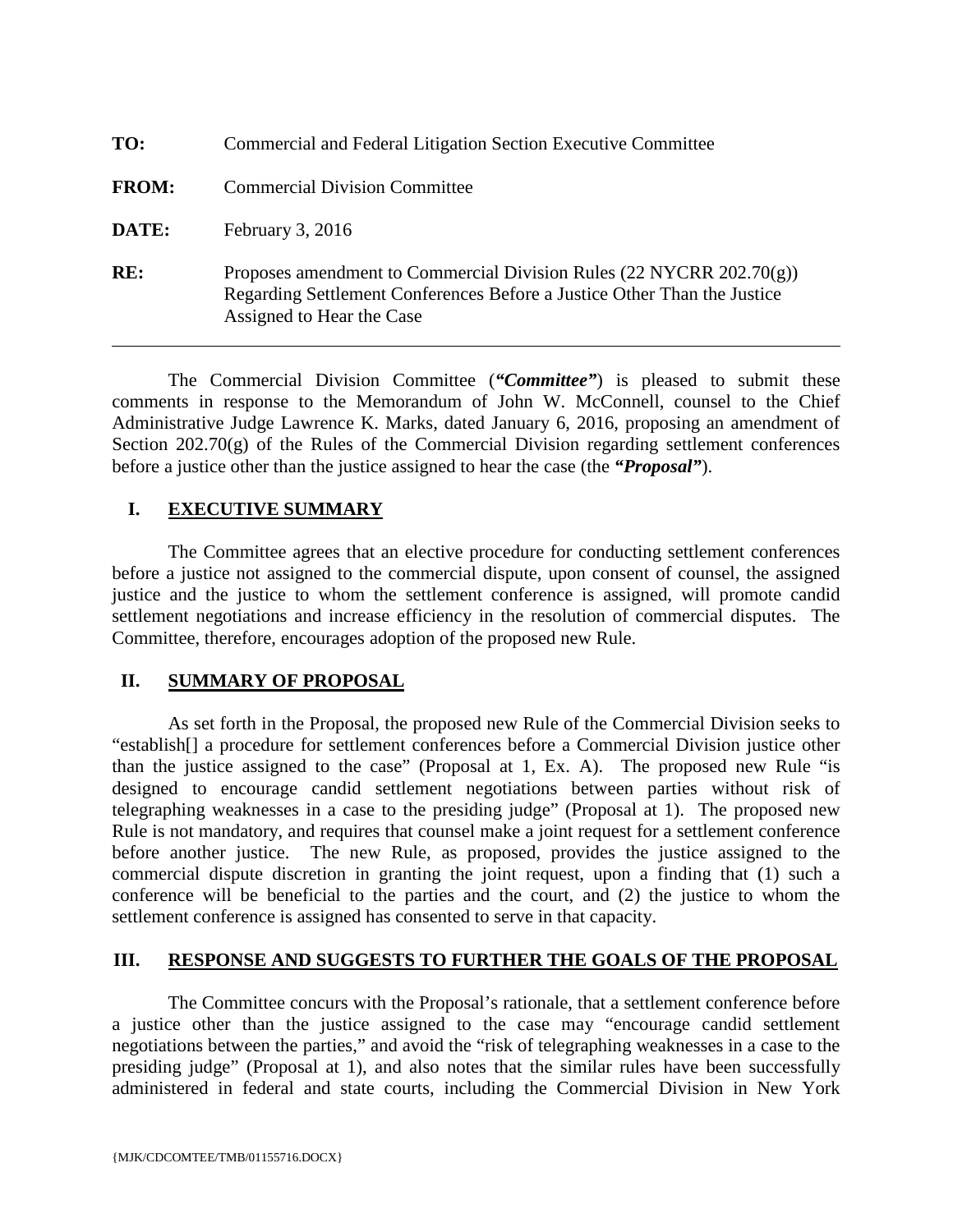**TO:** Commercial and Federal Litigation Section Executive Committee

**FROM:** Commercial Division Committee

**DATE:** February 3, 2016

**RE:** Proposes amendment to Commercial Division Rules (22 NYCRR 202.70(g)) Regarding Settlement Conferences Before a Justice Other Than the Justice Assigned to Hear the Case

---

The Commercial Division Committee (***"Committee"***) is pleased to submit these comments in response to the Memorandum of John W. McConnell, counsel to the Chief Administrative Judge Lawrence K. Marks, dated January 6, 2016, proposing an amendment of Section 202.70(g) of the Rules of the Commercial Division regarding settlement conferences before a justice other than the justice assigned to hear the case (the ***"Proposal"***).

## I. EXECUTIVE SUMMARY

The Committee agrees that an elective procedure for conducting settlement conferences before a justice not assigned to the commercial dispute, upon consent of counsel, the assigned justice and the justice to whom the settlement conference is assigned, will promote candid settlement negotiations and increase efficiency in the resolution of commercial disputes. The Committee, therefore, encourages adoption of the proposed new Rule.

## II. SUMMARY OF PROPOSAL

As set forth in the Proposal, the proposed new Rule of the Commercial Division seeks to "establish[] a procedure for settlement conferences before a Commercial Division justice other than the justice assigned to the case" (Proposal at 1, Ex. A). The proposed new Rule "is designed to encourage candid settlement negotiations between parties without risk of telegraphing weaknesses in a case to the presiding judge" (Proposal at 1). The proposed new Rule is not mandatory, and requires that counsel make a joint request for a settlement conference before another justice. The new Rule, as proposed, provides the justice assigned to the commercial dispute discretion in granting the joint request, upon a finding that (1) such a conference will be beneficial to the parties and the court, and (2) the justice to whom the settlement conference is assigned has consented to serve in that capacity.

## III. RESPONSE AND SUGGESTS TO FURTHER THE GOALS OF THE PROPOSAL

The Committee concurs with the Proposal's rationale, that a settlement conference before a justice other than the justice assigned to the case may "encourage candid settlement negotiations between the parties," and avoid the "risk of telegraphing weaknesses in a case to the presiding judge" (Proposal at 1), and also notes that the similar rules have been successfully administered in federal and state courts, including the Commercial Division in New York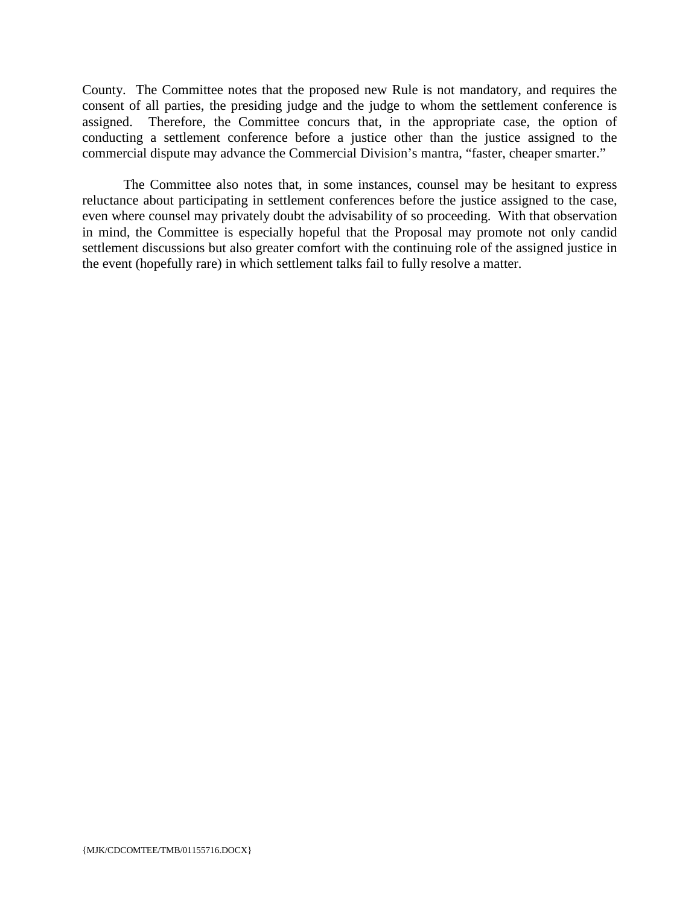County. The Committee notes that the proposed new Rule is not mandatory, and requires the consent of all parties, the presiding judge and the judge to whom the settlement conference is assigned. Therefore, the Committee concurs that, in the appropriate case, the option of conducting a settlement conference before a justice other than the justice assigned to the commercial dispute may advance the Commercial Division's mantra, "faster, cheaper smarter."

The Committee also notes that, in some instances, counsel may be hesitant to express reluctance about participating in settlement conferences before the justice assigned to the case, even where counsel may privately doubt the advisability of so proceeding. With that observation in mind, the Committee is especially hopeful that the Proposal may promote not only candid settlement discussions but also greater comfort with the continuing role of the assigned justice in the event (hopefully rare) in which settlement talks fail to fully resolve a matter.

{MJK/CDCOMTEE/TMB/01155716.DOCX}